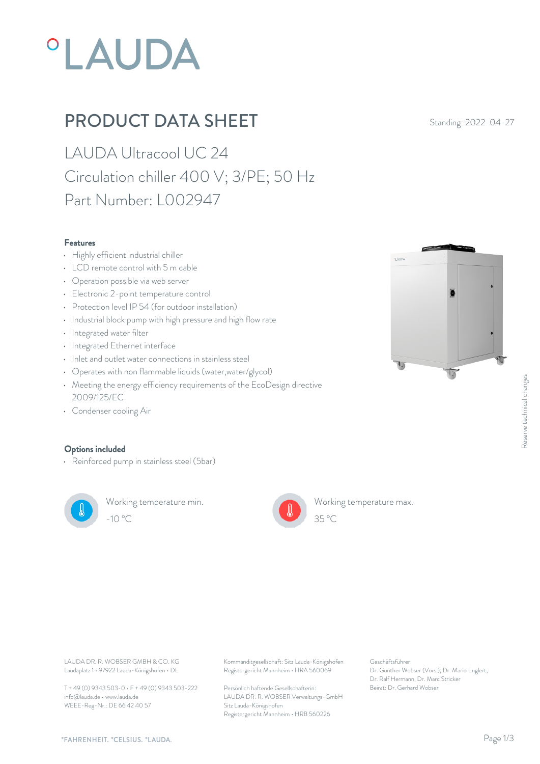# PRODUCT DATA SHEET

Standing: 2022-04-27

## LAUDA Ultracool UC 24
## Circulation chiller 400 V; 3/PE; 50 Hz
## Part Number: L002947

### Features

- Highly efficient industrial chiller
- LCD remote control with 5 m cable
- Operation possible via web server
- Electronic 2-point temperature control
- Protection level IP 54 (for outdoor installation)
- Industrial block pump with high pressure and high flow rate
- Integrated water filter
- Integrated Ethernet interface
- Inlet and outlet water connections in stainless steel
- Operates with non flammable liquids (water,water/glycol)
- Meeting the energy efficiency requirements of the EcoDesign directive 2009/125/EC
- Condenser cooling Air

### Options included

- Reinforced pump in stainless steel (5bar)

Working temperature min.
-10 °C

Working temperature max.
35 °C

Reserve technical changes

LAUDA DR. R. WOBSER GMBH & CO. KG
Laudaplatz 1 • 97922 Lauda-Königshofen • DE

T + 49 (0) 9343 503-0 • F + 49 (0) 9343 503-222
info@lauda.de • www.lauda.de
WEEE-Reg-Nr.: DE 66 42 40 57

Kommanditgesellschaft: Sitz Lauda-Königshofen
Registergericht Mannheim • HRA 560069

Persönlich haftende Gesellschafterin:
LAUDA DR. R. WOBSER Verwaltungs-GmbH
Sitz Lauda-Königshofen
Registergericht Mannheim • HRB 560226

Geschäftsführer:
Dr. Gunther Wobser (Vors.), Dr. Mario Englert, Dr. Ralf Hermann, Dr. Marc Stricker
Beirat: Dr. Gerhard Wobser

°FAHRENHEIT. °CELSIUS. °LAUDA.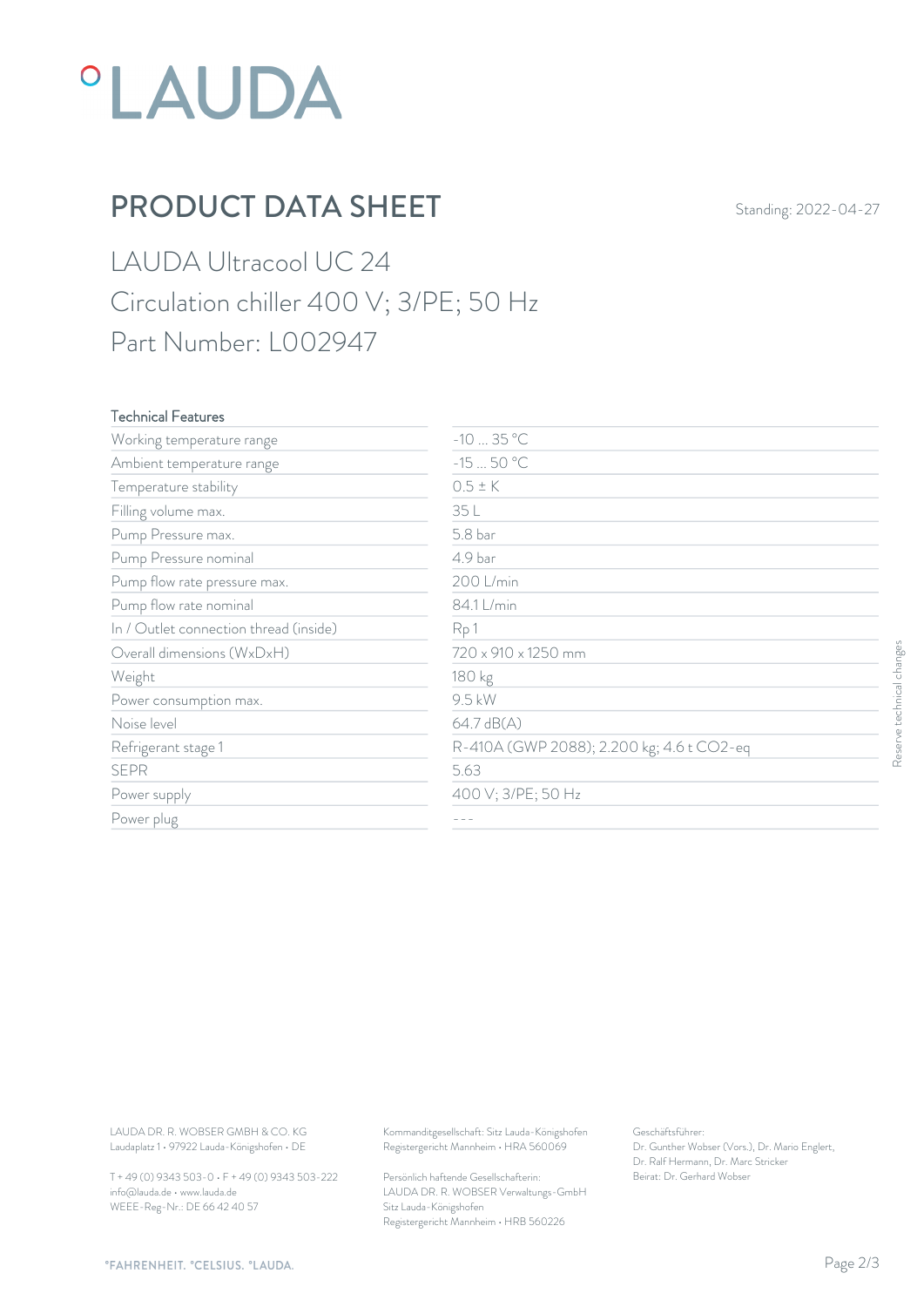# °LAUDA

## PRODUCT DATA SHEET

Standing: 2022-04-27

LAUDA Ultracool UC 24
Circulation chiller 400 V; 3/PE; 50 Hz
Part Number: L002947

| Technical Features | |
|---|---|
| Working temperature range | -10 ... 35 °C |
| Ambient temperature range | -15 ... 50 °C |
| Temperature stability | 0.5 ± K |
| Filling volume max. | 35 L |
| Pump Pressure max. | 5.8 bar |
| Pump Pressure nominal | 4.9 bar |
| Pump flow rate pressure max. | 200 L/min |
| Pump flow rate nominal | 84.1 L/min |
| In / Outlet connection thread (inside) | Rp 1 |
| Overall dimensions (WxDxH) | 720 x 910 x 1250 mm |
| Weight | 180 kg |
| Power consumption max. | 9.5 kW |
| Noise level | 64.7 dB(A) |
| Refrigerant stage 1 | R-410A (GWP 2088); 2.200 kg; 4.6 t $CO_2$-eq |
| SEPR | 5.63 |
| Power supply | 400 V; 3/PE; 50 Hz |
| Power plug | --- |

Reserve technical changes

LAUDA DR. R. WOBSER GMBH & CO. KG
Laudaplatz 1 • 97922 Lauda-Königshofen • DE

T + 49 (0) 9343 503-0 • F + 49 (0) 9343 503-222
info@lauda.de • www.lauda.de
WEEE-Reg-Nr.: DE 66 42 40 57

Kommanditgesellschaft: Sitz Lauda-Königshofen
Registergericht Mannheim • HRA 560069

Persönlich haftende Gesellschafterin:
LAUDA DR. R. WOBSER Verwaltungs-GmbH
Sitz Lauda-Königshofen
Registergericht Mannheim • HRB 560226

Geschäftsführer:
Dr. Gunther Wobser (Vors.), Dr. Mario Englert,
Dr. Ralf Hermann, Dr. Marc Stricker
Beirat: Dr. Gerhard Wobser

°FAHRENHEIT. °CELSIUS. °LAUDA.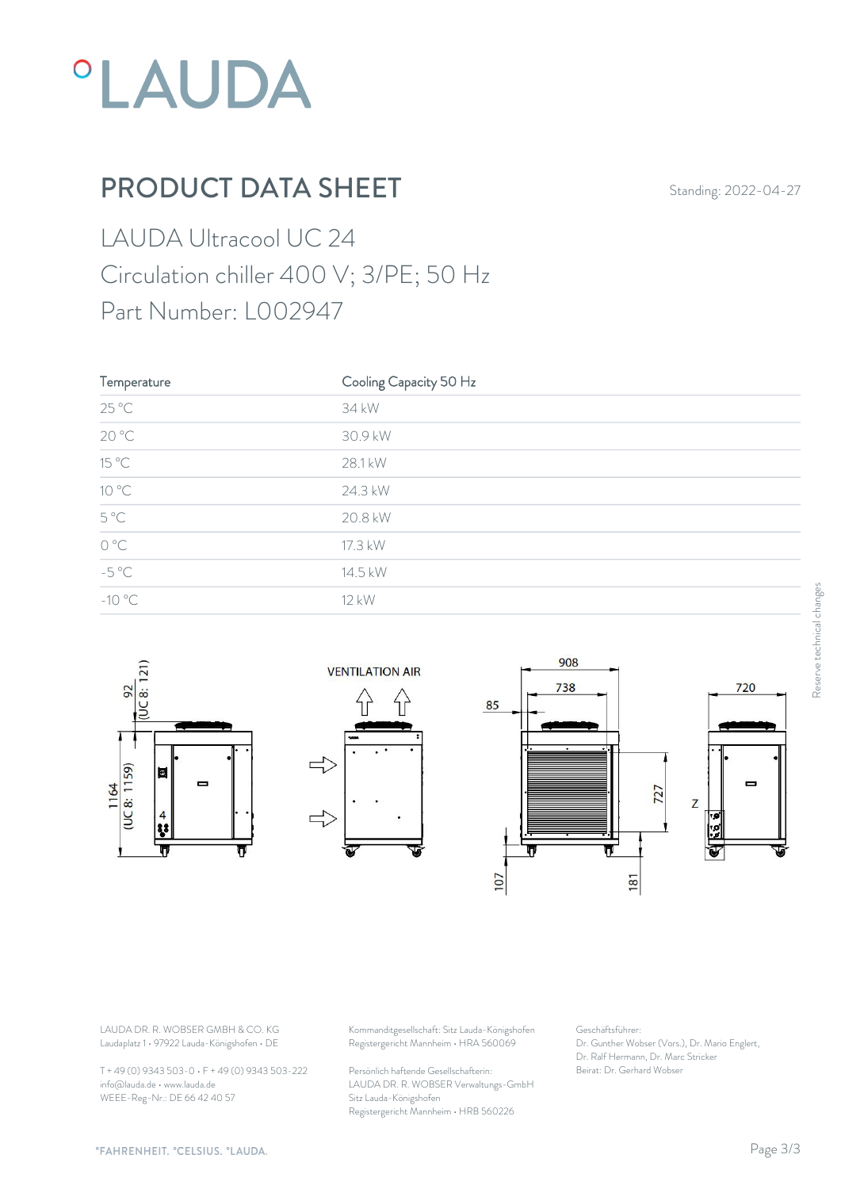# PRODUCT DATA SHEET

Standing: 2022-04-27

## LAUDA Ultracool UC 24
## Circulation chiller 400 V; 3/PE; 50 Hz
## Part Number: L002947

| Temperature | Cooling Capacity 50 Hz |
|---|---|
| 25 °C | 34 kW |
| 20 °C | 30.9 kW |
| 15 °C | 28.1 kW |
| 10 °C | 24.3 kW |
| 5 °C | 20.8 kW |
| 0 °C | 17.3 kW |
| -5 °C | 14.5 kW |
| -10 °C | 12 kW |

92 (UC 8: 121)

1164 (UC 8: 1159)

VENTILATION AIR

908

738

85

727

107

181

720

Z

Reserve technical changes

LAUDA DR. R. WOBSER GMBH & CO. KG
Laudaplatz 1 • 97922 Lauda-Königshofen • DE

T + 49 (0) 9343 503-0 • F + 49 (0) 9343 503-222
info@lauda.de • www.lauda.de
WEEE-Reg-Nr.: DE 66 42 40 57

Kommanditgesellschaft: Sitz Lauda-Königshofen
Registergericht Mannheim • HRA 560069

Persönlich haftende Gesellschafterin:
LAUDA DR. R. WOBSER Verwaltungs-GmbH
Sitz Lauda-Königshofen
Registergericht Mannheim • HRB 560226

Geschäftsführer:
Dr. Gunther Wobser (Vors.), Dr. Mario Englert,
Dr. Ralf Hermann, Dr. Marc Stricker
Beirat: Dr. Gerhard Wobser

°FAHRENHEIT. °CELSIUS. °LAUDA.